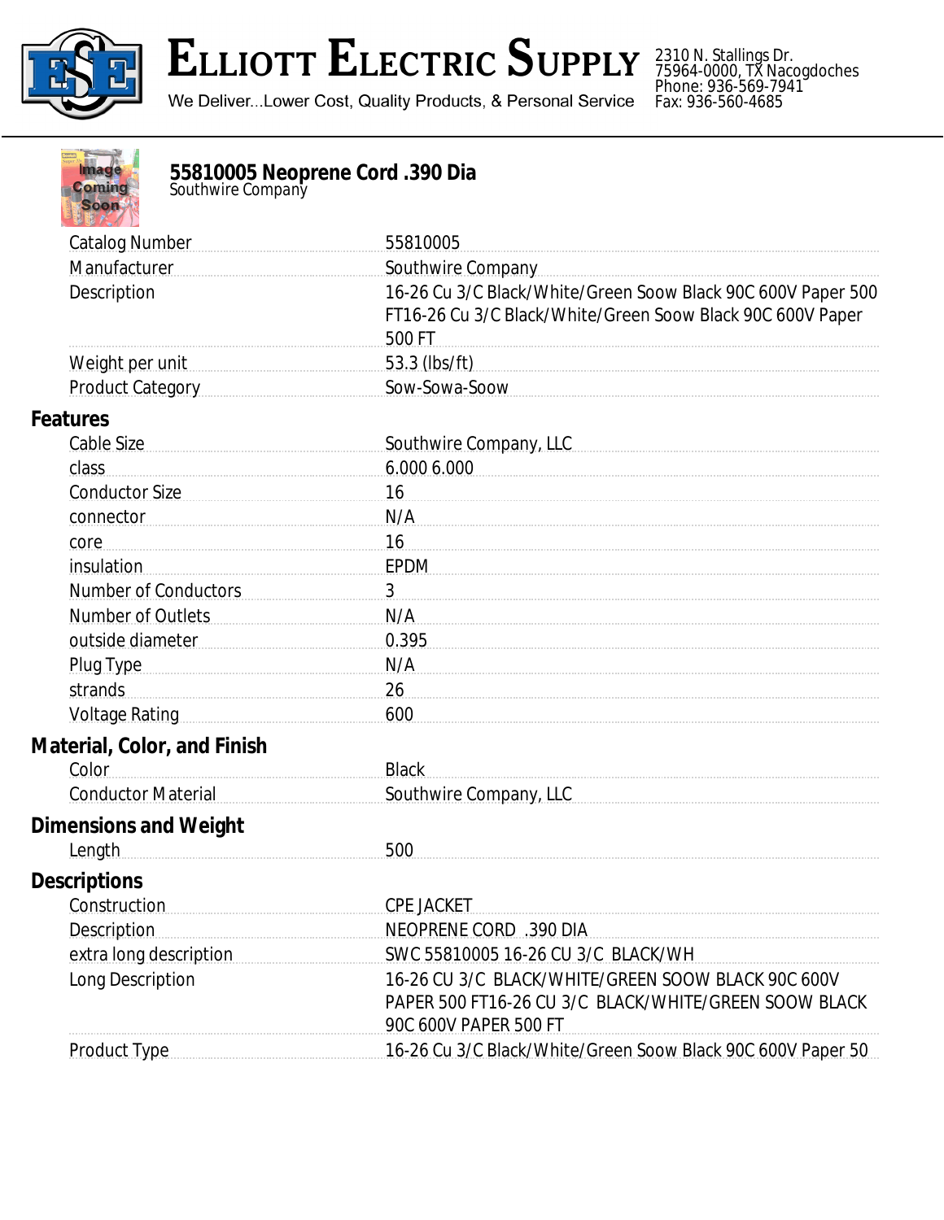# Elliott Electric Supply

We Deliver...Lower Cost, Quality Products, & Personal Service

2310 N. Stallings Dr.
75964-0000, TX Nacogdoches
Phone: 936-569-7941
Fax: 936-560-4685

## 55810005 Neoprene Cord .390 Dia

Southwire Company

| | |
|---|---|
| Catalog Number | 55810005 |
| Manufacturer | Southwire Company |
| Description | 16-26 Cu 3/C Black/White/Green Soow Black 90C 600V Paper 500 FT16-26 Cu 3/C Black/White/Green Soow Black 90C 600V Paper 500 FT |
| Weight per unit | 53.3 (lbs/ft) |
| Product Category | Sow-Sowa-Soow |

### Features

| | |
|---|---|
| Cable Size | Southwire Company, LLC |
| class | 6.000 6.000 |
| Conductor Size | 16 |
| connector | N/A |
| core | 16 |
| insulation | EPDM |
| Number of Conductors | 3 |
| Number of Outlets | N/A |
| outside diameter | 0.395 |
| Plug Type | N/A |
| strands | 26 |
| Voltage Rating | 600 |

### Material, Color, and Finish

| | |
|---|---|
| Color | Black |
| Conductor Material | Southwire Company, LLC |

### Dimensions and Weight

| | |
|---|---|
| Length | 500 |

### Descriptions

| | |
|---|---|
| Construction | CPE JACKET |
| Description | NEOPRENE CORD .390 DIA |
| extra long description | SWC 55810005 16-26 CU 3/C BLACK/WH |
| Long Description | 16-26 CU 3/C BLACK/WHITE/GREEN SOOW BLACK 90C 600V PAPER 500 FT16-26 CU 3/C BLACK/WHITE/GREEN SOOW BLACK 90C 600V PAPER 500 FT |
| Product Type | 16-26 Cu 3/C Black/White/Green Soow Black 90C 600V Paper 50 |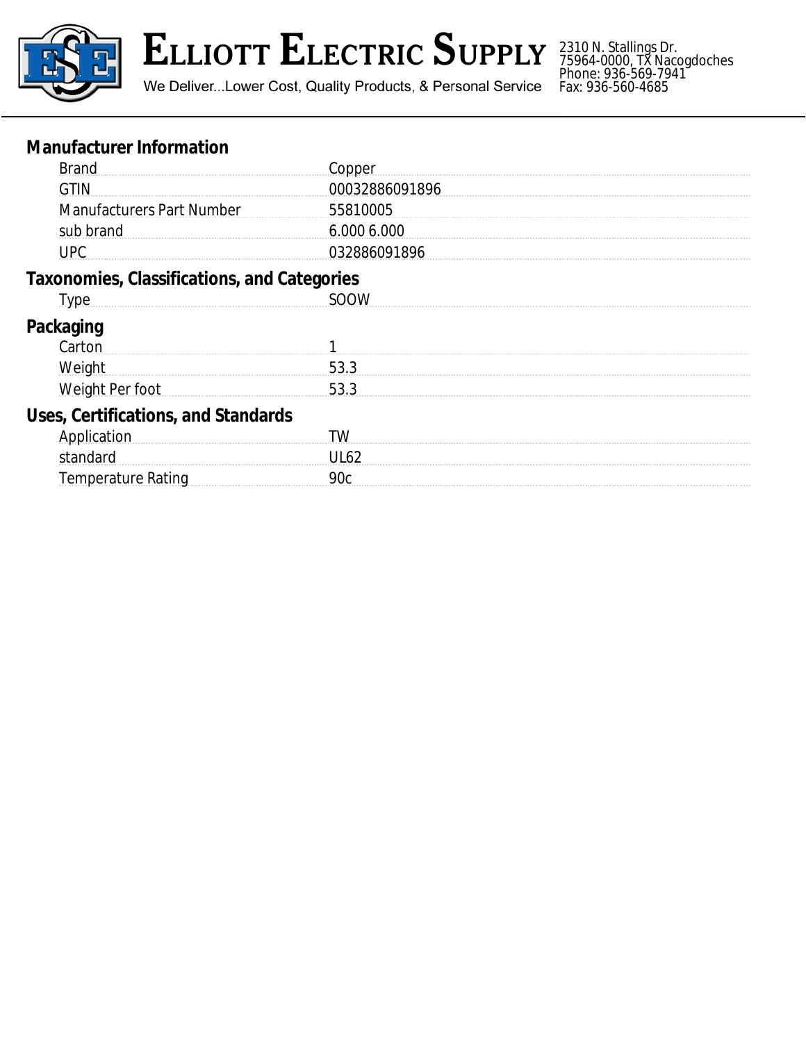# ELLIOTT ELECTRIC SUPPLY

We Deliver...Lower Cost, Quality Products, & Personal Service

2310 N. Stallings Dr.
75964-0000, TX Nacogdoches
Phone: 936-569-7941
Fax: 936-560-4685

## Manufacturer Information

| | |
|---|---|
| Brand | Copper |
| GTIN | 00032886091896 |
| Manufacturers Part Number | 55810005 |
| sub brand | 6.000 6.000 |
| UPC | 032886091896 |

## Taxonomies, Classifications, and Categories

| | |
|---|---|
| Type | SOOW |

## Packaging

| | |
|---|---|
| Carton | 1 |
| Weight | 53.3 |
| Weight Per foot | 53.3 |

## Uses, Certifications, and Standards

| | |
|---|---|
| Application | TW |
| standard | UL62 |
| Temperature Rating | 90c |